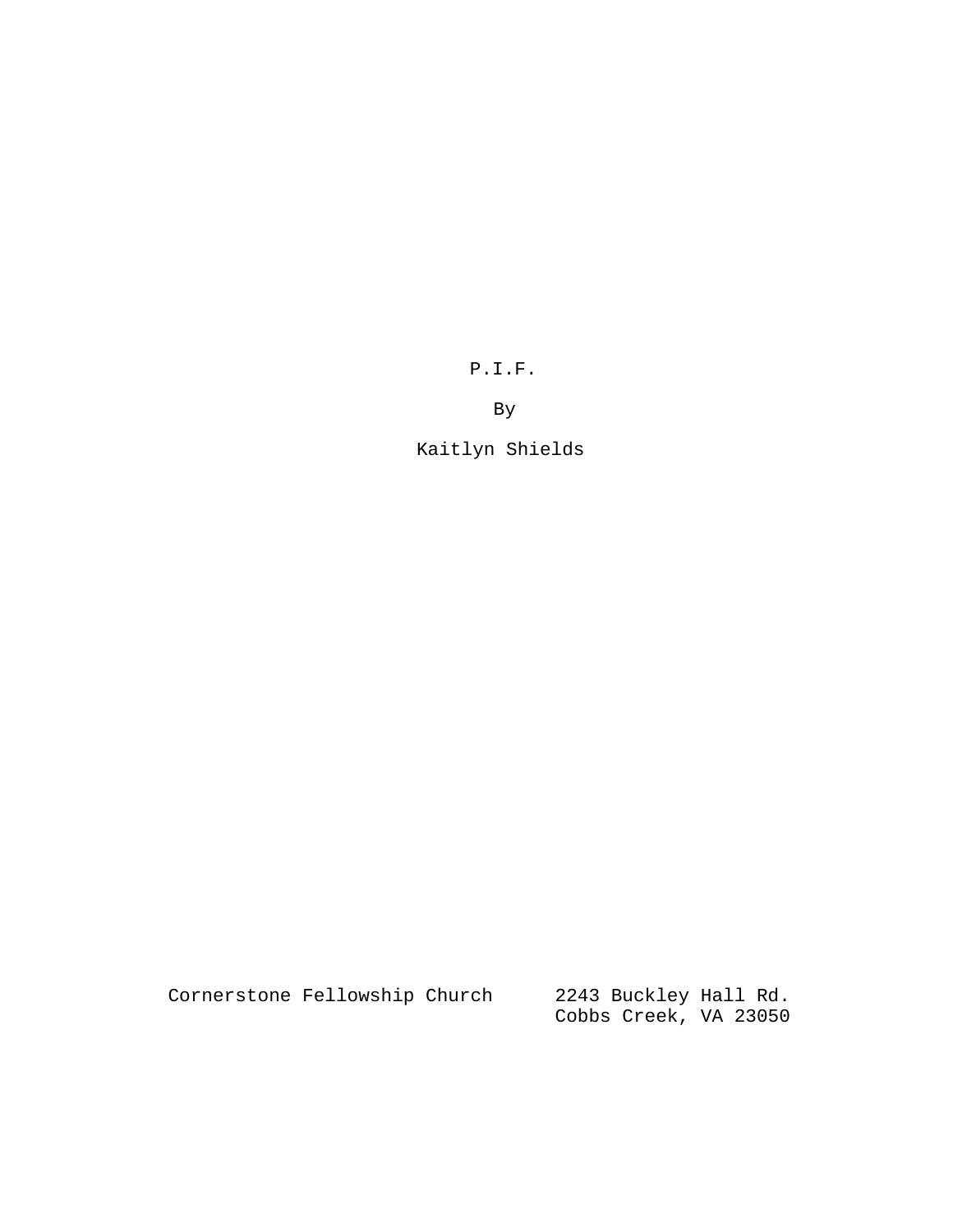# P.I.F.

By

Kaitlyn Shields

Cornerstone Fellowship Church

2243 Buckley Hall Rd.
Cobbs Creek, VA 23050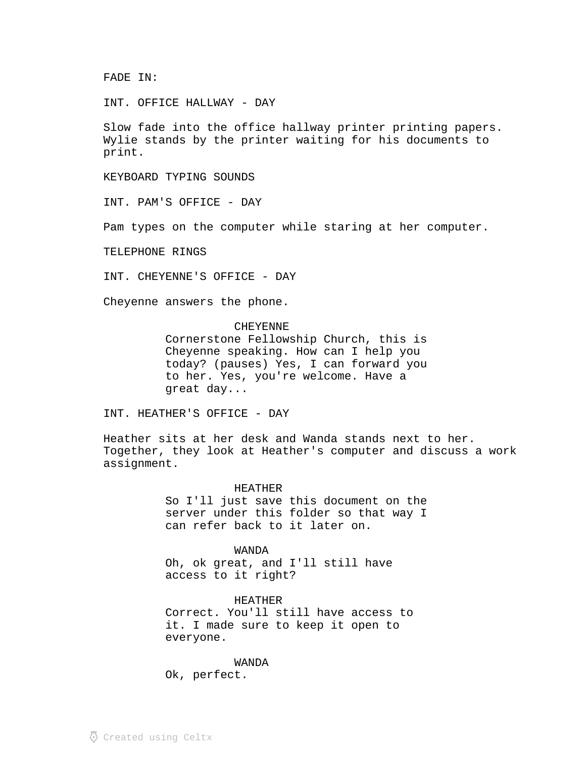FADE IN:

INT. OFFICE HALLWAY - DAY

Slow fade into the office hallway printer printing papers. Wylie stands by the printer waiting for his documents to print.

KEYBOARD TYPING SOUNDS

INT. PAM'S OFFICE - DAY

Pam types on the computer while staring at her computer.

TELEPHONE RINGS

INT. CHEYENNE'S OFFICE - DAY

Cheyenne answers the phone.

CHEYENNE
Cornerstone Fellowship Church, this is Cheyenne speaking. How can I help you today? (pauses) Yes, I can forward you to her. Yes, you're welcome. Have a great day...

INT. HEATHER'S OFFICE - DAY

Heather sits at her desk and Wanda stands next to her. Together, they look at Heather's computer and discuss a work assignment.

HEATHER
So I'll just save this document on the server under this folder so that way I can refer back to it later on.

WANDA
Oh, ok great, and I'll still have access to it right?

HEATHER
Correct. You'll still have access to it. I made sure to keep it open to everyone.

WANDA
Ok, perfect.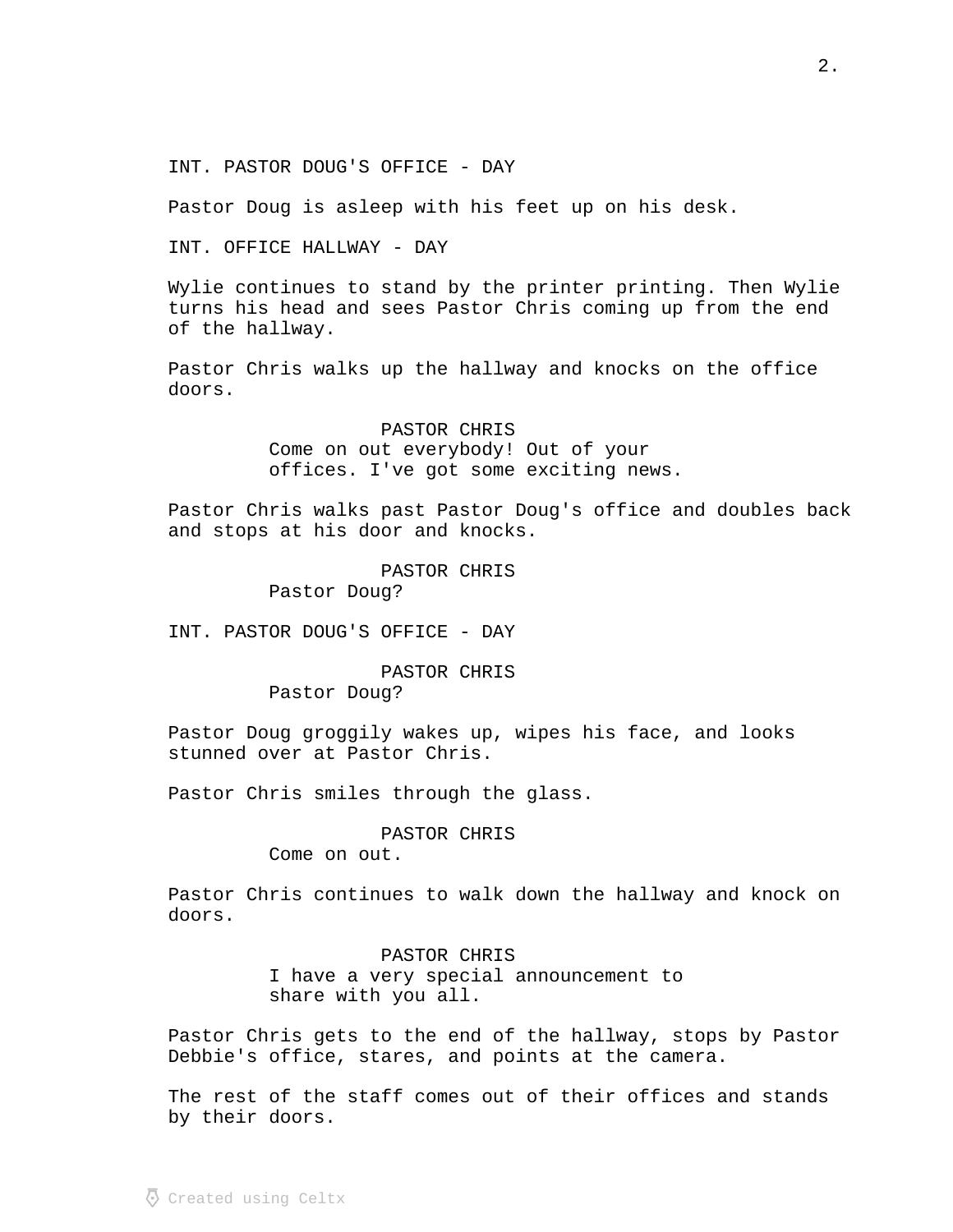INT. PASTOR DOUG'S OFFICE - DAY

Pastor Doug is asleep with his feet up on his desk.

INT. OFFICE HALLWAY - DAY

Wylie continues to stand by the printer printing. Then Wylie turns his head and sees Pastor Chris coming up from the end of the hallway.

Pastor Chris walks up the hallway and knocks on the office doors.

PASTOR CHRIS
Come on out everybody! Out of your offices. I've got some exciting news.

Pastor Chris walks past Pastor Doug's office and doubles back and stops at his door and knocks.

PASTOR CHRIS
Pastor Doug?

INT. PASTOR DOUG'S OFFICE - DAY

PASTOR CHRIS
Pastor Doug?

Pastor Doug groggily wakes up, wipes his face, and looks stunned over at Pastor Chris.

Pastor Chris smiles through the glass.

PASTOR CHRIS
Come on out.

Pastor Chris continues to walk down the hallway and knock on doors.

PASTOR CHRIS
I have a very special announcement to share with you all.

Pastor Chris gets to the end of the hallway, stops by Pastor Debbie's office, stares, and points at the camera.

The rest of the staff comes out of their offices and stands by their doors.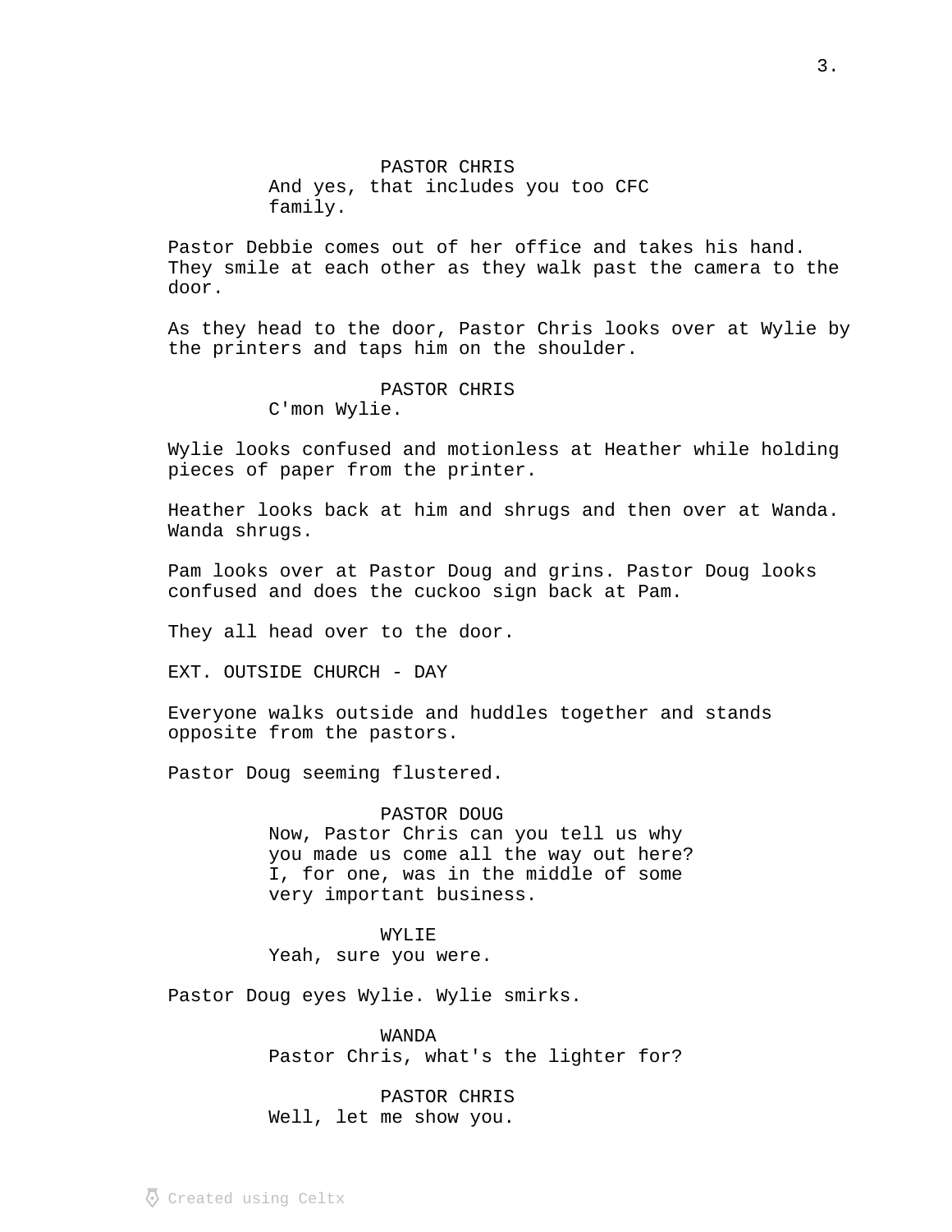PASTOR CHRIS
And yes, that includes you too CFC family.

Pastor Debbie comes out of her office and takes his hand. They smile at each other as they walk past the camera to the door.

As they head to the door, Pastor Chris looks over at Wylie by the printers and taps him on the shoulder.

PASTOR CHRIS
C'mon Wylie.

Wylie looks confused and motionless at Heather while holding pieces of paper from the printer.

Heather looks back at him and shrugs and then over at Wanda. Wanda shrugs.

Pam looks over at Pastor Doug and grins. Pastor Doug looks confused and does the cuckoo sign back at Pam.

They all head over to the door.

EXT. OUTSIDE CHURCH - DAY

Everyone walks outside and huddles together and stands opposite from the pastors.

Pastor Doug seeming flustered.

PASTOR DOUG
Now, Pastor Chris can you tell us why you made us come all the way out here? I, for one, was in the middle of some very important business.

WYLIE
Yeah, sure you were.

Pastor Doug eyes Wylie. Wylie smirks.

WANDA
Pastor Chris, what's the lighter for?

PASTOR CHRIS
Well, let me show you.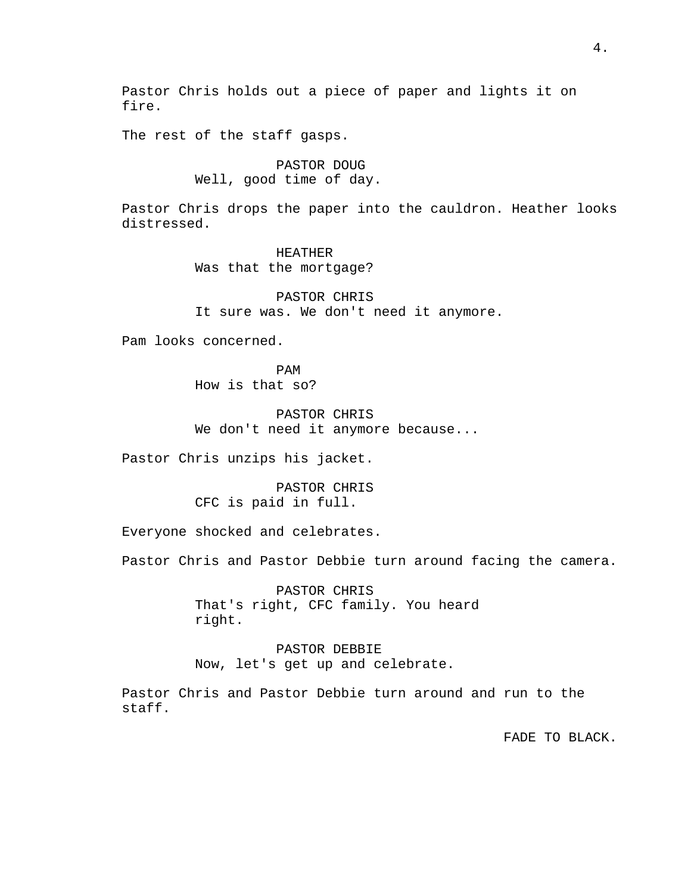Pastor Chris holds out a piece of paper and lights it on fire.

The rest of the staff gasps.

PASTOR DOUG
Well, good time of day.

Pastor Chris drops the paper into the cauldron. Heather looks distressed.

HEATHER
Was that the mortgage?

PASTOR CHRIS
It sure was. We don't need it anymore.

Pam looks concerned.

PAM
How is that so?

PASTOR CHRIS
We don't need it anymore because...

Pastor Chris unzips his jacket.

PASTOR CHRIS
CFC is paid in full.

Everyone shocked and celebrates.

Pastor Chris and Pastor Debbie turn around facing the camera.

PASTOR CHRIS
That's right, CFC family. You heard right.

PASTOR DEBBIE
Now, let's get up and celebrate.

Pastor Chris and Pastor Debbie turn around and run to the staff.

FADE TO BLACK.